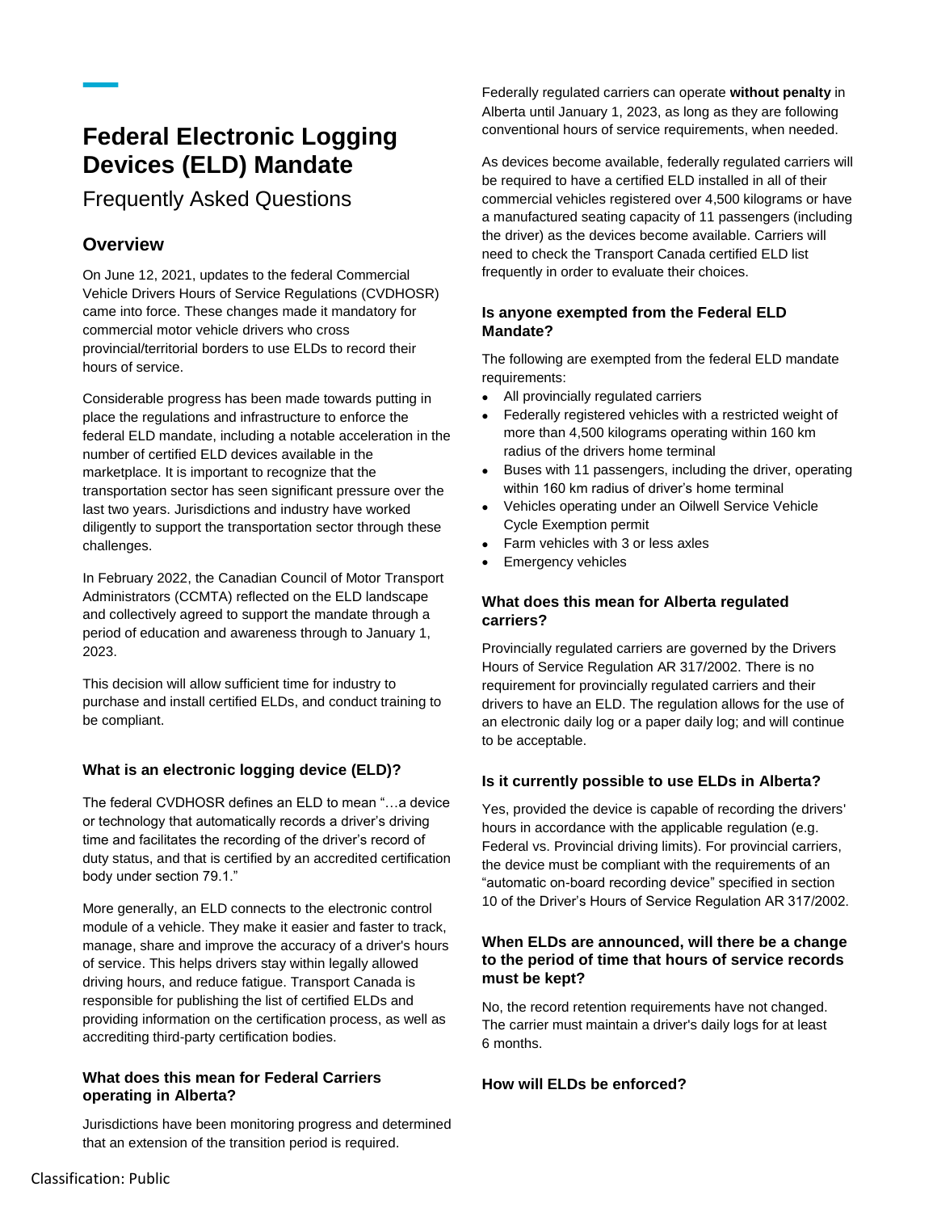# Federal Electronic Logging Devices (ELD) Mandate

Frequently Asked Questions

## Overview

On June 12, 2021, updates to the federal Commercial Vehicle Drivers Hours of Service Regulations (CVDHOSR) came into force. These changes made it mandatory for commercial motor vehicle drivers who cross provincial/territorial borders to use ELDs to record their hours of service.

Considerable progress has been made towards putting in place the regulations and infrastructure to enforce the federal ELD mandate, including a notable acceleration in the number of certified ELD devices available in the marketplace. It is important to recognize that the transportation sector has seen significant pressure over the last two years. Jurisdictions and industry have worked diligently to support the transportation sector through these challenges.

In February 2022, the Canadian Council of Motor Transport Administrators (CCMTA) reflected on the ELD landscape and collectively agreed to support the mandate through a period of education and awareness through to January 1, 2023.

This decision will allow sufficient time for industry to purchase and install certified ELDs, and conduct training to be compliant.

### What is an electronic logging device (ELD)?

The federal CVDHOSR defines an ELD to mean "…a device or technology that automatically records a driver's driving time and facilitates the recording of the driver's record of duty status, and that is certified by an accredited certification body under section 79.1."

More generally, an ELD connects to the electronic control module of a vehicle. They make it easier and faster to track, manage, share and improve the accuracy of a driver's hours of service. This helps drivers stay within legally allowed driving hours, and reduce fatigue. Transport Canada is responsible for publishing the list of certified ELDs and providing information on the certification process, as well as accrediting third-party certification bodies.

### What does this mean for Federal Carriers operating in Alberta?

Jurisdictions have been monitoring progress and determined that an extension of the transition period is required.

Federally regulated carriers can operate **without penalty** in Alberta until January 1, 2023, as long as they are following conventional hours of service requirements, when needed.

As devices become available, federally regulated carriers will be required to have a certified ELD installed in all of their commercial vehicles registered over 4,500 kilograms or have a manufactured seating capacity of 11 passengers (including the driver) as the devices become available. Carriers will need to check the Transport Canada certified ELD list frequently in order to evaluate their choices.

### Is anyone exempted from the Federal ELD Mandate?

The following are exempted from the federal ELD mandate requirements:

- All provincially regulated carriers
- Federally registered vehicles with a restricted weight of more than 4,500 kilograms operating within 160 km radius of the drivers home terminal
- Buses with 11 passengers, including the driver, operating within 160 km radius of driver's home terminal
- Vehicles operating under an Oilwell Service Vehicle Cycle Exemption permit
- Farm vehicles with 3 or less axles
- Emergency vehicles

### What does this mean for Alberta regulated carriers?

Provincially regulated carriers are governed by the Drivers Hours of Service Regulation AR 317/2002. There is no requirement for provincially regulated carriers and their drivers to have an ELD. The regulation allows for the use of an electronic daily log or a paper daily log; and will continue to be acceptable.

### Is it currently possible to use ELDs in Alberta?

Yes, provided the device is capable of recording the drivers' hours in accordance with the applicable regulation (e.g. Federal vs. Provincial driving limits). For provincial carriers, the device must be compliant with the requirements of an "automatic on-board recording device" specified in section 10 of the Driver's Hours of Service Regulation AR 317/2002.

### When ELDs are announced, will there be a change to the period of time that hours of service records must be kept?

No, the record retention requirements have not changed. The carrier must maintain a driver's daily logs for at least 6 months.

### How will ELDs be enforced?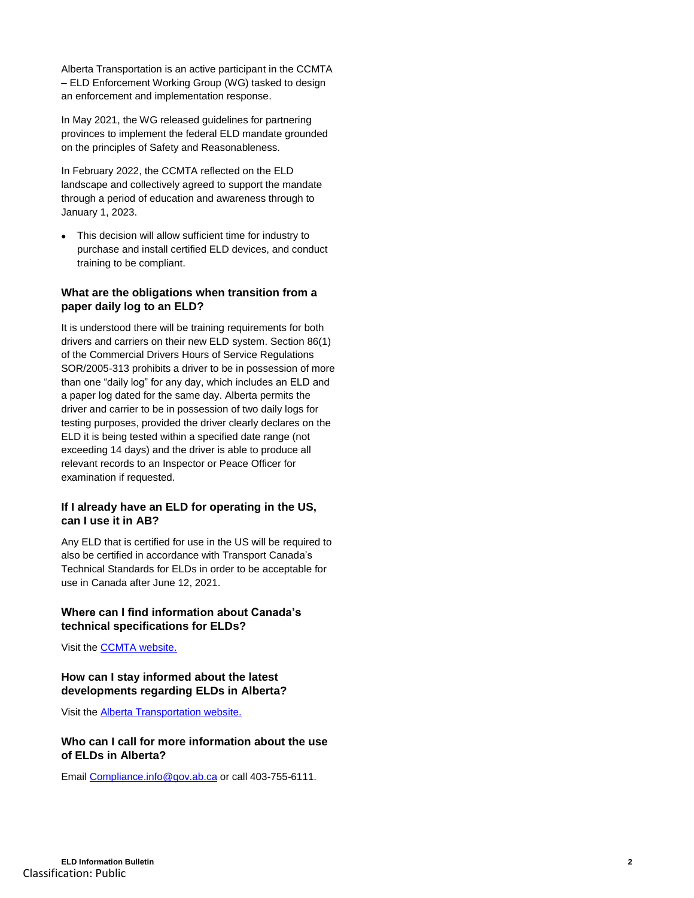Alberta Transportation is an active participant in the CCMTA – ELD Enforcement Working Group (WG) tasked to design an enforcement and implementation response.

In May 2021, the WG released guidelines for partnering provinces to implement the federal ELD mandate grounded on the principles of Safety and Reasonableness.

In February 2022, the CCMTA reflected on the ELD landscape and collectively agreed to support the mandate through a period of education and awareness through to January 1, 2023.

- This decision will allow sufficient time for industry to purchase and install certified ELD devices, and conduct training to be compliant.

### What are the obligations when transition from a paper daily log to an ELD?

It is understood there will be training requirements for both drivers and carriers on their new ELD system. Section 86(1) of the Commercial Drivers Hours of Service Regulations SOR/2005-313 prohibits a driver to be in possession of more than one "daily log" for any day, which includes an ELD and a paper log dated for the same day. Alberta permits the driver and carrier to be in possession of two daily logs for testing purposes, provided the driver clearly declares on the ELD it is being tested within a specified date range (not exceeding 14 days) and the driver is able to produce all relevant records to an Inspector or Peace Officer for examination if requested.

### If I already have an ELD for operating in the US, can I use it in AB?

Any ELD that is certified for use in the US will be required to also be certified in accordance with Transport Canada's Technical Standards for ELDs in order to be acceptable for use in Canada after June 12, 2021.

### Where can I find information about Canada's technical specifications for ELDs?

Visit the CCMTA website.

### How can I stay informed about the latest developments regarding ELDs in Alberta?

Visit the Alberta Transportation website.

### Who can I call for more information about the use of ELDs in Alberta?

Email Compliance.info@gov.ab.ca or call 403-755-6111.